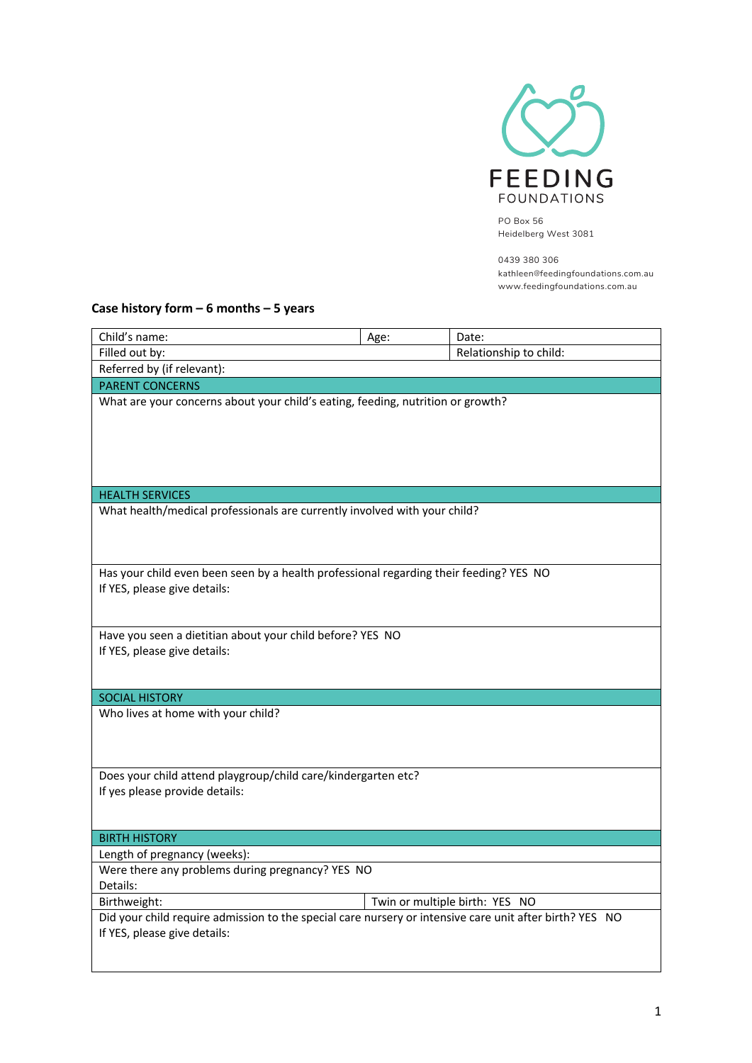FEEDING
FOUNDATIONS

PO Box 56
Heidelberg West 3081

0439 380 306
kathleen@feedingfoundations.com.au
www.feedingfoundations.com.au

## Case history form – 6 months – 5 years

| Child's name: | Age: | Date: |
|---|---|---|
| Filled out by: | | Relationship to child: |
| Referred by (if relevant): | | |
| **PARENT CONCERNS** | | |
| What are your concerns about your child's eating, feeding, nutrition or growth? | | |
| **HEALTH SERVICES** | | |
| What health/medical professionals are currently involved with your child? | | |
| Has your child even been seen by a health professional regarding their feeding? YES NO<br>If YES, please give details: | | |
| Have you seen a dietitian about your child before? YES NO<br>If YES, please give details: | | |
| **SOCIAL HISTORY** | | |
| Who lives at home with your child? | | |
| Does your child attend playgroup/child care/kindergarten etc?<br>If yes please provide details: | | |
| **BIRTH HISTORY** | | |
| Length of pregnancy (weeks): | | |
| Were there any problems during pregnancy? YES NO<br>Details: | | |
| Birthweight: | Twin or multiple birth: YES NO | |
| Did your child require admission to the special care nursery or intensive care unit after birth? YES NO<br>If YES, please give details: | | |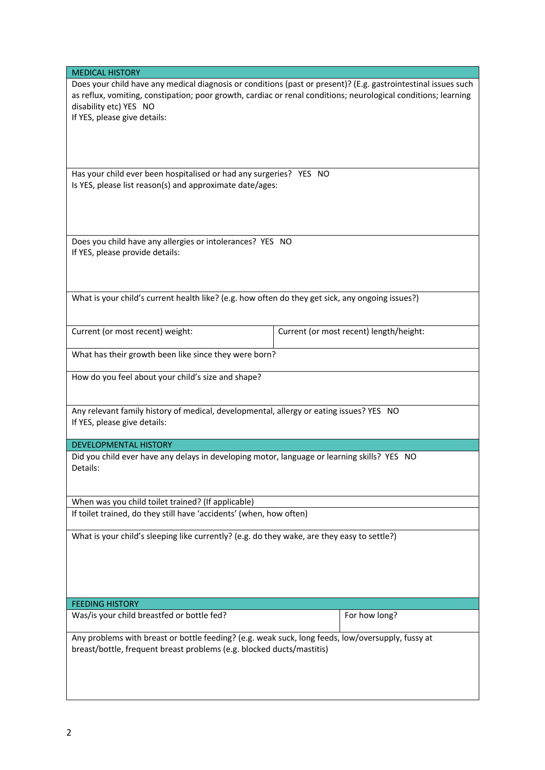## MEDICAL HISTORY

Does your child have any medical diagnosis or conditions (past or present)? (E.g. gastrointestinal issues such as reflux, vomiting, constipation; poor growth, cardiac or renal conditions; neurological conditions; learning disability etc) YES NO

If YES, please give details:

Has your child ever been hospitalised or had any surgeries? YES NO

Is YES, please list reason(s) and approximate date/ages:

Does you child have any allergies or intolerances? YES NO

If YES, please provide details:

What is your child's current health like? (e.g. how often do they get sick, any ongoing issues?)

| Current (or most recent) weight: | Current (or most recent) length/height: |
|---|---|

What has their growth been like since they were born?

How do you feel about your child's size and shape?

Any relevant family history of medical, developmental, allergy or eating issues? YES NO

If YES, please give details:

## DEVELOPMENTAL HISTORY

Did you child ever have any delays in developing motor, language or learning skills? YES NO

Details:

When was you child toilet trained? (If applicable)

If toilet trained, do they still have 'accidents' (when, how often)

What is your child's sleeping like currently? (e.g. do they wake, are they easy to settle?)

## FEEDING HISTORY

| Was/is your child breastfed or bottle fed? | For how long? |
|---|---|

Any problems with breast or bottle feeding? (e.g. weak suck, long feeds, low/oversupply, fussy at breast/bottle, frequent breast problems (e.g. blocked ducts/mastitis)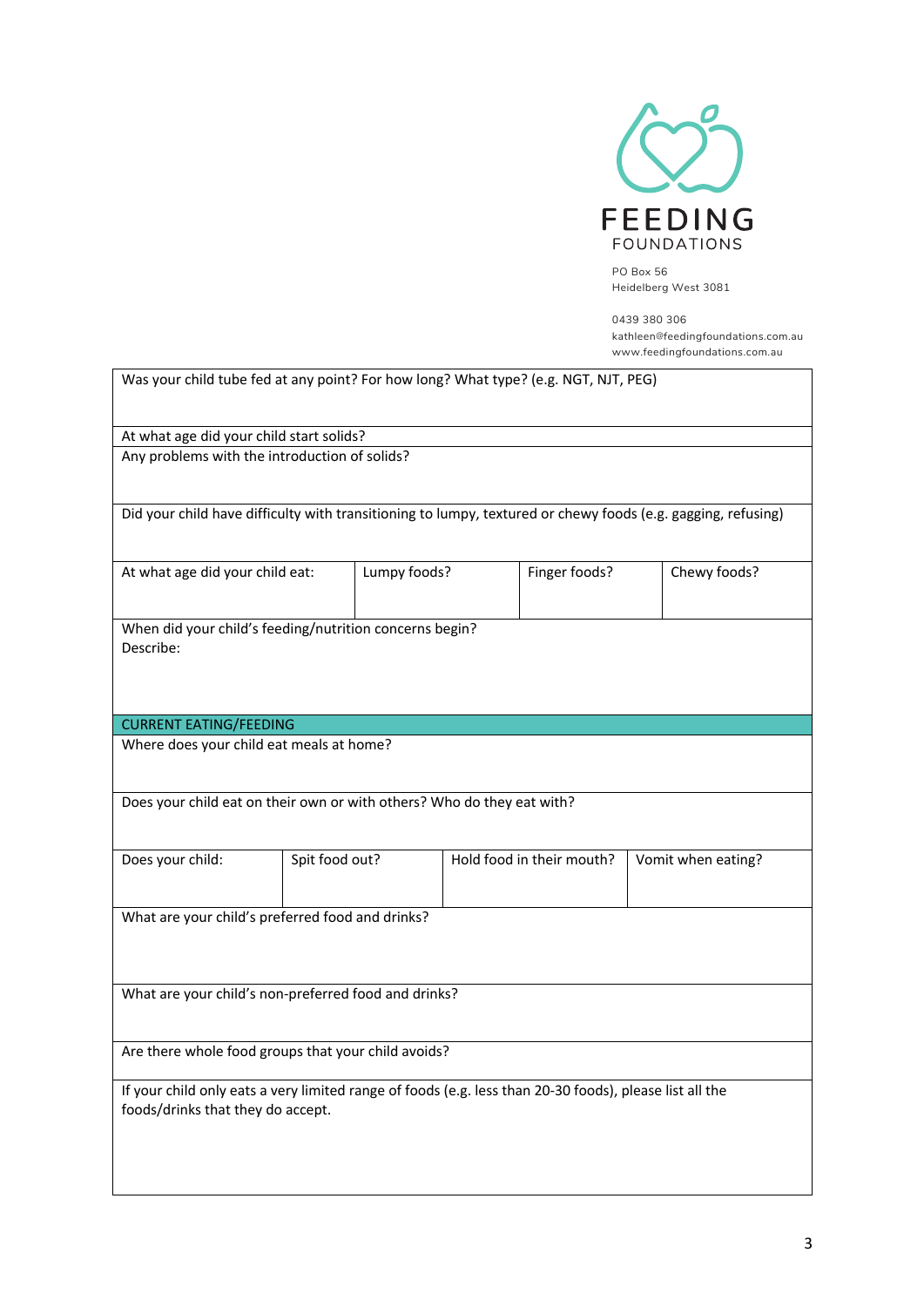FEEDING FOUNDATIONS

PO Box 56
Heidelberg West 3081

0439 380 306
kathleen@feedingfoundations.com.au
www.feedingfoundations.com.au

| Was your child tube fed at any point? For how long? What type? (e.g. NGT, NJT, PEG) | | | |
|---|---|---|---|
| At what age did your child start solids? | | | |
| Any problems with the introduction of solids? | | | |
| Did your child have difficulty with transitioning to lumpy, textured or chewy foods (e.g. gagging, refusing) | | | |
| At what age did your child eat: | Lumpy foods? | Finger foods? | Chewy foods? |
| When did your child's feeding/nutrition concerns begin?<br>Describe: | | | |
| **CURRENT EATING/FEEDING** | | | |
| Where does your child eat meals at home? | | | |
| Does your child eat on their own or with others? Who do they eat with? | | | |
| Does your child: | Spit food out? | Hold food in their mouth? | Vomit when eating? |
| What are your child's preferred food and drinks? | | | |
| What are your child's non-preferred food and drinks? | | | |
| Are there whole food groups that your child avoids? | | | |
| If your child only eats a very limited range of foods (e.g. less than 20-30 foods), please list all the foods/drinks that they do accept. | | | |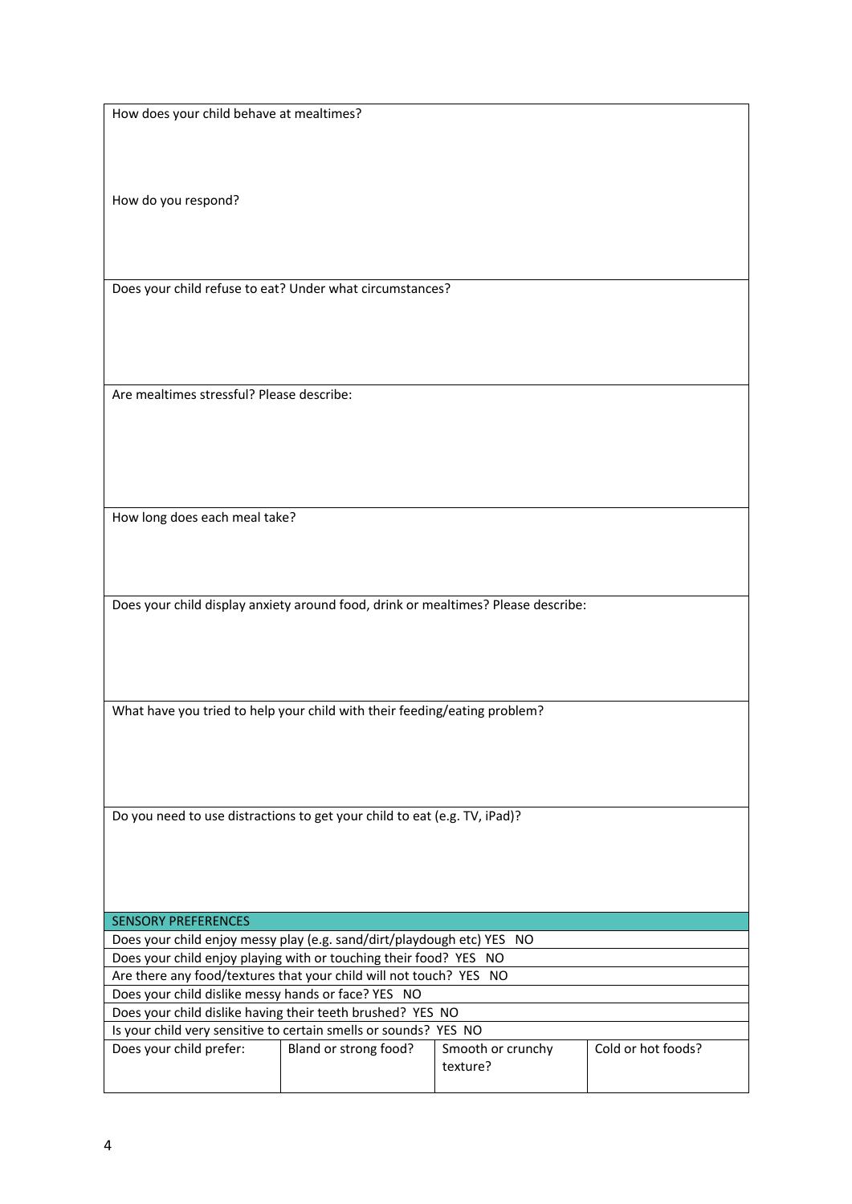How does your child behave at mealtimes?

How do you respond?

Does your child refuse to eat? Under what circumstances?

Are mealtimes stressful? Please describe:

How long does each meal take?

Does your child display anxiety around food, drink or mealtimes? Please describe:

What have you tried to help your child with their feeding/eating problem?

Do you need to use distractions to get your child to eat (e.g. TV, iPad)?

## SENSORY PREFERENCES

Does your child enjoy messy play (e.g. sand/dirt/playdough etc) YES NO

Does your child enjoy playing with or touching their food? YES NO

Are there any food/textures that your child will not touch? YES NO

Does your child dislike messy hands or face? YES NO

Does your child dislike having their teeth brushed? YES NO

Is your child very sensitive to certain smells or sounds? YES NO

| Does your child prefer: | Bland or strong food? | Smooth or crunchy texture? | Cold or hot foods? |
|---|---|---|---|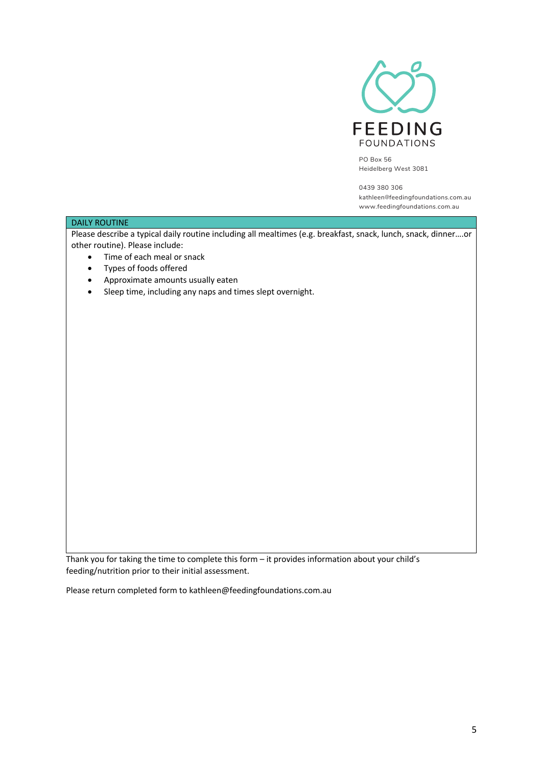FEEDING
FOUNDATIONS

PO Box 56
Heidelberg West 3081

0439 380 306
kathleen@feedingfoundations.com.au
www.feedingfoundations.com.au

## DAILY ROUTINE

Please describe a typical daily routine including all mealtimes (e.g. breakfast, snack, lunch, snack, dinner….or other routine). Please include:

- Time of each meal or snack
- Types of foods offered
- Approximate amounts usually eaten
- Sleep time, including any naps and times slept overnight.

Thank you for taking the time to complete this form – it provides information about your child's feeding/nutrition prior to their initial assessment.

Please return completed form to kathleen@feedingfoundations.com.au